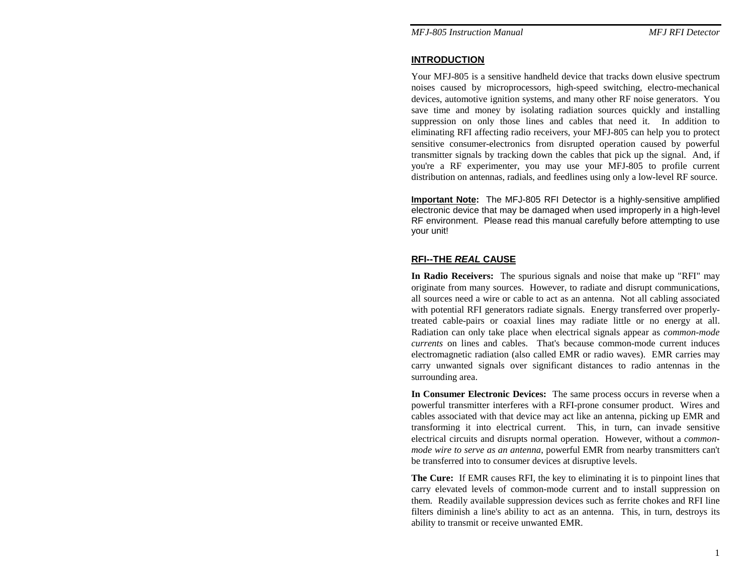## INTRODUCTION

Your MFJ-805 is a sensitive handheld device that tracks down elusive spectrum noises caused by microprocessors, high-speed switching, electro-mechanical devices, automotive ignition systems, and many other RF noise generators. You save time and money by isolating radiation sources quickly and installing suppression on only those lines and cables that need it. In addition to eliminating RFI affecting radio receivers, your MFJ-805 can help you to protect sensitive consumer-electronics from disrupted operation caused by powerful transmitter signals by tracking down the cables that pick up the signal. And, if you're a RF experimenter, you may use your MFJ-805 to profile current distribution on antennas, radials, and feedlines using only a low-level RF source.

**Important Note:** The MFJ-805 RFI Detector is a highly-sensitive amplified electronic device that may be damaged when used improperly in a high-level RF environment. Please read this manual carefully before attempting to use your unit!

## RFI--THE *REAL* CAUSE

**In Radio Receivers:** The spurious signals and noise that make up "RFI" may originate from many sources. However, to radiate and disrupt communications, all sources need a wire or cable to act as an antenna. Not all cabling associated with potential RFI generators radiate signals. Energy transferred over properly-treated cable-pairs or coaxial lines may radiate little or no energy at all. Radiation can only take place when electrical signals appear as *common-mode currents* on lines and cables. That's because common-mode current induces electromagnetic radiation (also called EMR or radio waves). EMR carries may carry unwanted signals over significant distances to radio antennas in the surrounding area.

**In Consumer Electronic Devices:** The same process occurs in reverse when a powerful transmitter interferes with a RFI-prone consumer product. Wires and cables associated with that device may act like an antenna, picking up EMR and transforming it into electrical current. This, in turn, can invade sensitive electrical circuits and disrupts normal operation. However, without a *common-mode wire to serve as an antenna*, powerful EMR from nearby transmitters can't be transferred into to consumer devices at disruptive levels.

**The Cure:** If EMR causes RFI, the key to eliminating it is to pinpoint lines that carry elevated levels of common-mode current and to install suppression on them. Readily available suppression devices such as ferrite chokes and RFI line filters diminish a line's ability to act as an antenna. This, in turn, destroys its ability to transmit or receive unwanted EMR.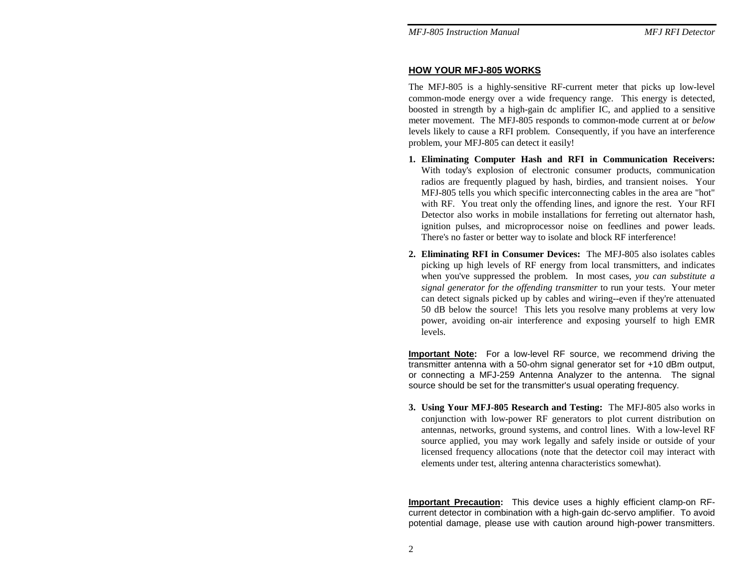## HOW YOUR MFJ-805 WORKS

The MFJ-805 is a highly-sensitive RF-current meter that picks up low-level common-mode energy over a wide frequency range. This energy is detected, boosted in strength by a high-gain dc amplifier IC, and applied to a sensitive meter movement. The MFJ-805 responds to common-mode current at or *below* levels likely to cause a RFI problem. Consequently, if you have an interference problem, your MFJ-805 can detect it easily!

1. **Eliminating Computer Hash and RFI in Communication Receivers:** With today's explosion of electronic consumer products, communication radios are frequently plagued by hash, birdies, and transient noises. Your MFJ-805 tells you which specific interconnecting cables in the area are "hot" with RF. You treat only the offending lines, and ignore the rest. Your RFI Detector also works in mobile installations for ferreting out alternator hash, ignition pulses, and microprocessor noise on feedlines and power leads. There's no faster or better way to isolate and block RF interference!

2. **Eliminating RFI in Consumer Devices:** The MFJ-805 also isolates cables picking up high levels of RF energy from local transmitters, and indicates when you've suppressed the problem. In most cases, *you can substitute a signal generator for the offending transmitter* to run your tests. Your meter can detect signals picked up by cables and wiring--even if they're attenuated 50 dB below the source! This lets you resolve many problems at very low power, avoiding on-air interference and exposing yourself to high EMR levels.

**Important Note:** For a low-level RF source, we recommend driving the transmitter antenna with a 50-ohm signal generator set for +10 dBm output, or connecting a MFJ-259 Antenna Analyzer to the antenna. The signal source should be set for the transmitter's usual operating frequency.

3. **Using Your MFJ-805 Research and Testing:** The MFJ-805 also works in conjunction with low-power RF generators to plot current distribution on antennas, networks, ground systems, and control lines. With a low-level RF source applied, you may work legally and safely inside or outside of your licensed frequency allocations (note that the detector coil may interact with elements under test, altering antenna characteristics somewhat).

**Important Precaution:** This device uses a highly efficient clamp-on RF-current detector in combination with a high-gain dc-servo amplifier. To avoid potential damage, please use with caution around high-power transmitters.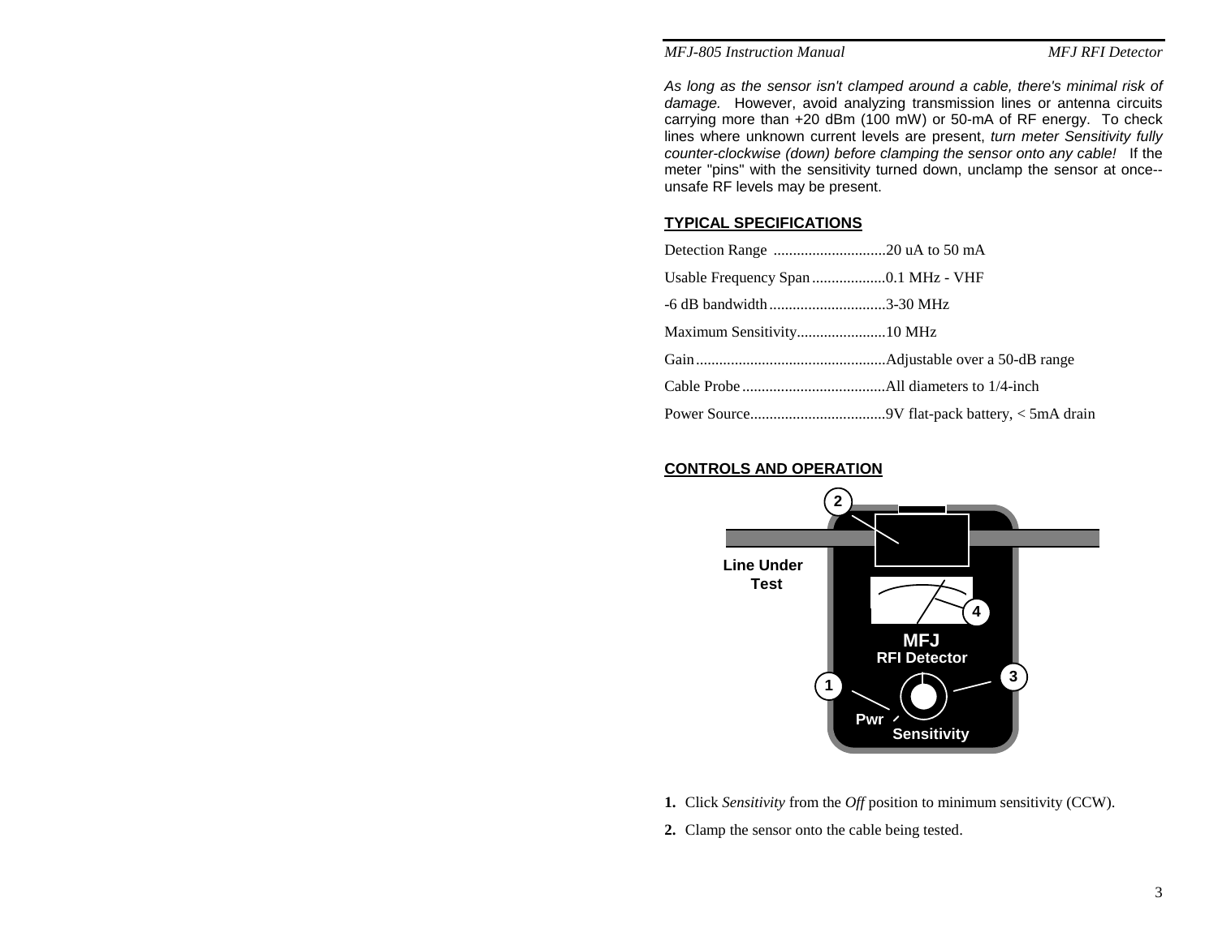*As long as the sensor isn't clamped around a cable, there's minimal risk of damage.* However, avoid analyzing transmission lines or antenna circuits carrying more than +20 dBm (100 mW) or 50-mA of RF energy. To check lines where unknown current levels are present, *turn meter Sensitivity fully counter-clockwise (down) before clamping the sensor onto any cable!* If the meter "pins" with the sensitivity turned down, unclamp the sensor at once--unsafe RF levels may be present.

## TYPICAL SPECIFICATIONS

Detection Range .............................20 uA to 50 mA

Usable Frequency Span ...................0.1 MHz - VHF

-6 dB bandwidth ..............................3-30 MHz

Maximum Sensitivity.......................10 MHz

Gain .................................................Adjustable over a 50-dB range

Cable Probe .....................................All diameters to 1/4-inch

Power Source...................................9V flat-pack battery, < 5mA drain

## CONTROLS AND OPERATION

Line Under Test

MFJ RFI Detector

Pwr

Sensitivity

1. Click *Sensitivity* from the *Off* position to minimum sensitivity (CCW).
2. Clamp the sensor onto the cable being tested.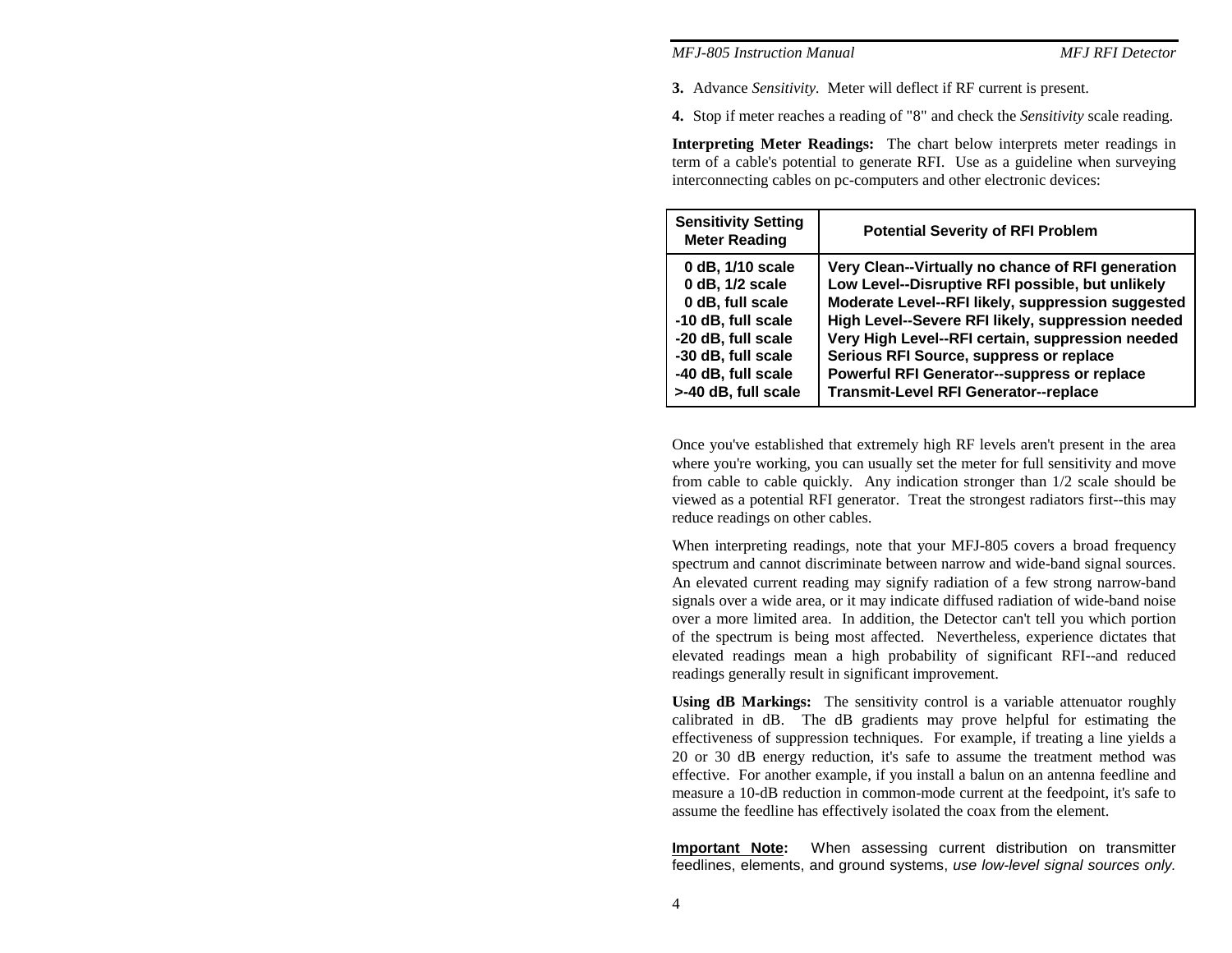**3.** Advance *Sensitivity*. Meter will deflect if RF current is present.

**4.** Stop if meter reaches a reading of "8" and check the *Sensitivity* scale reading.

**Interpreting Meter Readings:** The chart below interprets meter readings in term of a cable's potential to generate RFI. Use as a guideline when surveying interconnecting cables on pc-computers and other electronic devices:

| Sensitivity Setting Meter Reading | Potential Severity of RFI Problem |
|---|---|
| 0 dB, 1/10 scale | Very Clean--Virtually no chance of RFI generation |
| 0 dB, 1/2 scale | Low Level--Disruptive RFI possible, but unlikely |
| 0 dB, full scale | Moderate Level--RFI likely, suppression suggested |
| -10 dB, full scale | High Level--Severe RFI likely, suppression needed |
| -20 dB, full scale | Very High Level--RFI certain, suppression needed |
| -30 dB, full scale | Serious RFI Source, suppress or replace |
| -40 dB, full scale | Powerful RFI Generator--suppress or replace |
| >-40 dB, full scale | Transmit-Level RFI Generator--replace |

Once you've established that extremely high RF levels aren't present in the area where you're working, you can usually set the meter for full sensitivity and move from cable to cable quickly. Any indication stronger than 1/2 scale should be viewed as a potential RFI generator. Treat the strongest radiators first--this may reduce readings on other cables.

When interpreting readings, note that your MFJ-805 covers a broad frequency spectrum and cannot discriminate between narrow and wide-band signal sources. An elevated current reading may signify radiation of a few strong narrow-band signals over a wide area, or it may indicate diffused radiation of wide-band noise over a more limited area. In addition, the Detector can't tell you which portion of the spectrum is being most affected. Nevertheless, experience dictates that elevated readings mean a high probability of significant RFI--and reduced readings generally result in significant improvement.

**Using dB Markings:** The sensitivity control is a variable attenuator roughly calibrated in dB. The dB gradients may prove helpful for estimating the effectiveness of suppression techniques. For example, if treating a line yields a 20 or 30 dB energy reduction, it's safe to assume the treatment method was effective. For another example, if you install a balun on an antenna feedline and measure a 10-dB reduction in common-mode current at the feedpoint, it's safe to assume the feedline has effectively isolated the coax from the element.

**Important Note:** When assessing current distribution on transmitter feedlines, elements, and ground systems, *use low-level signal sources only.*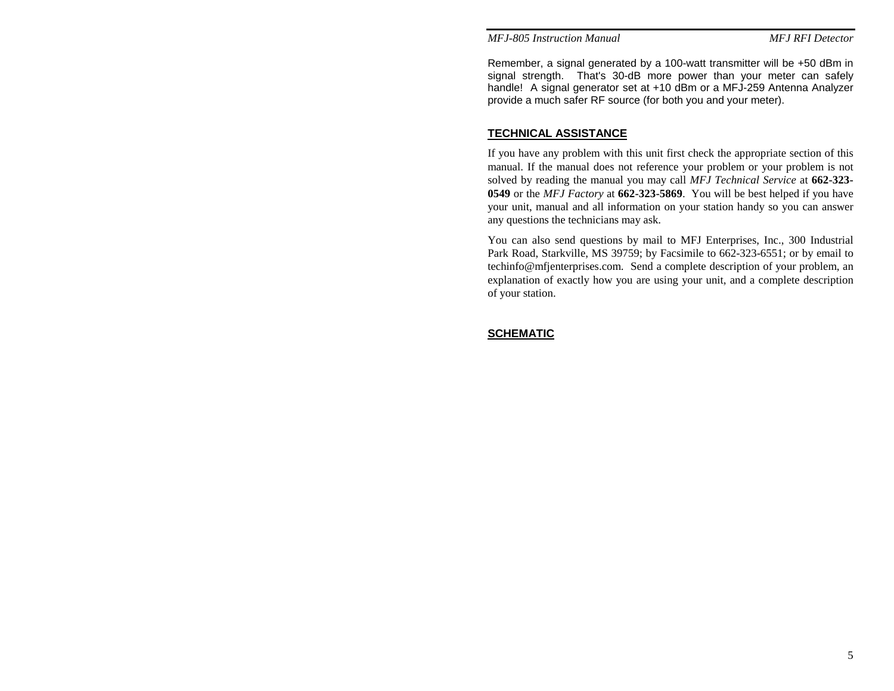Remember, a signal generated by a 100-watt transmitter will be +50 dBm in signal strength. That's 30-dB more power than your meter can safely handle! A signal generator set at +10 dBm or a MFJ-259 Antenna Analyzer provide a much safer RF source (for both you and your meter).

## TECHNICAL ASSISTANCE

If you have any problem with this unit first check the appropriate section of this manual. If the manual does not reference your problem or your problem is not solved by reading the manual you may call *MFJ Technical Service* at **662-323-0549** or the *MFJ Factory* at **662-323-5869**. You will be best helped if you have your unit, manual and all information on your station handy so you can answer any questions the technicians may ask.

You can also send questions by mail to MFJ Enterprises, Inc., 300 Industrial Park Road, Starkville, MS 39759; by Facsimile to 662-323-6551; or by email to techinfo@mfjenterprises.com. Send a complete description of your problem, an explanation of exactly how you are using your unit, and a complete description of your station.

## SCHEMATIC